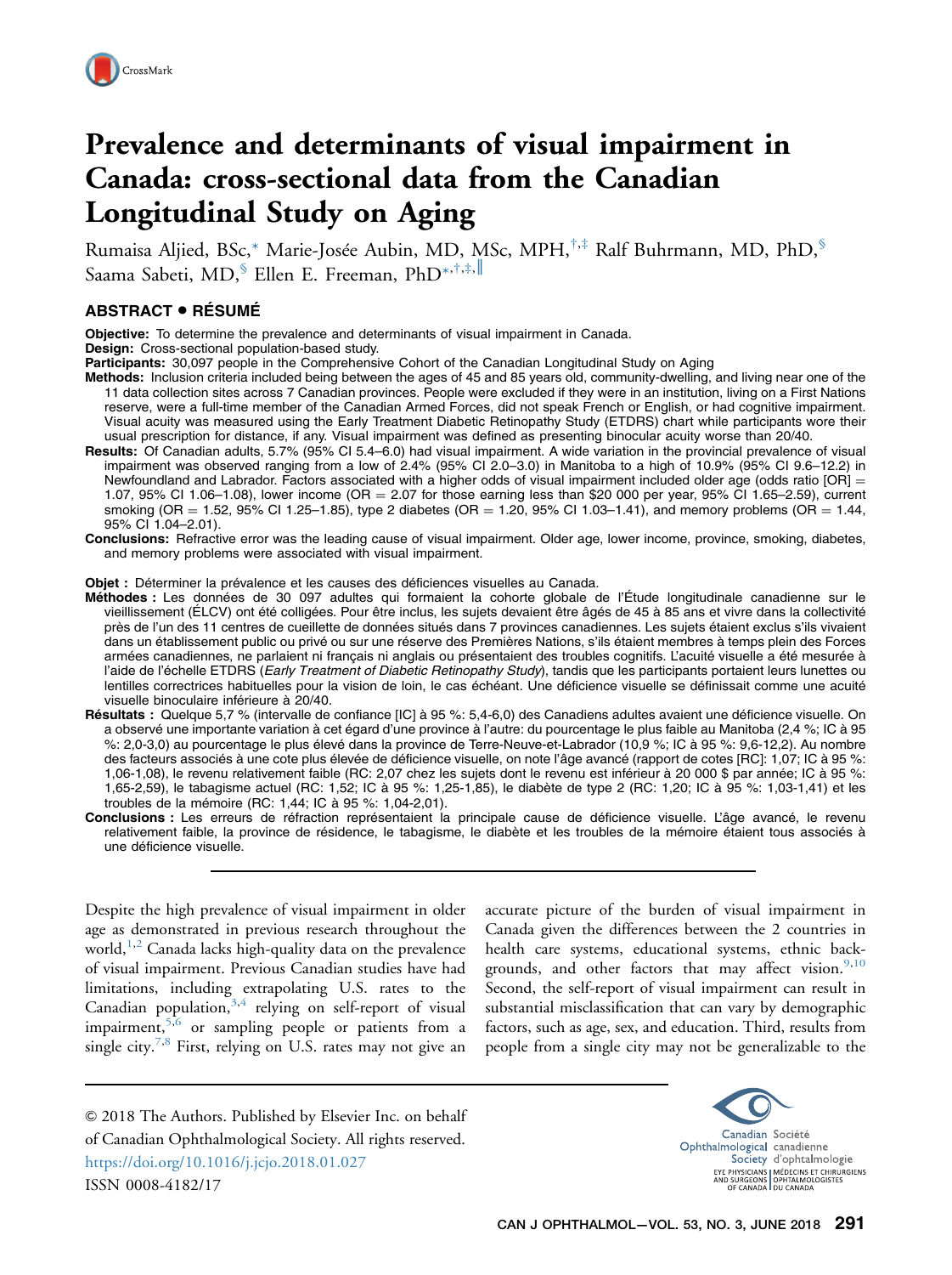# Prevalence and determinants of visual impairment in Canada: cross-sectional data from the Canadian Longitudinal Study on Aging

Rumaisa Aljied, BSc,[*] Marie-Josée Aubin, MD, MSc, MPH,[†,‡] Ralf Buhrmann, MD, PhD,[§] Saama Sabeti, MD,[§] Ellen E. Freeman, PhD[*,†,‡,‖]

## ABSTRACT • RÉSUMÉ

**Objective:** To determine the prevalence and determinants of visual impairment in Canada.

**Design:** Cross-sectional population-based study.

**Participants:** 30,097 people in the Comprehensive Cohort of the Canadian Longitudinal Study on Aging

**Methods:** Inclusion criteria included being between the ages of 45 and 85 years old, community-dwelling, and living near one of the 11 data collection sites across 7 Canadian provinces. People were excluded if they were in an institution, living on a First Nations reserve, were a full-time member of the Canadian Armed Forces, did not speak French or English, or had cognitive impairment. Visual acuity was measured using the Early Treatment Diabetic Retinopathy Study (ETDRS) chart while participants wore their usual prescription for distance, if any. Visual impairment was defined as presenting binocular acuity worse than 20/40.

**Results:** Of Canadian adults, 5.7% (95% CI 5.4–6.0) had visual impairment. A wide variation in the provincial prevalence of visual impairment was observed ranging from a low of 2.4% (95% CI 2.0–3.0) in Manitoba to a high of 10.9% (95% CI 9.6–12.2) in Newfoundland and Labrador. Factors associated with a higher odds of visual impairment included older age (odds ratio [OR] = 1.07, 95% CI 1.06–1.08), lower income (OR = 2.07 for those earning less than $20 000 per year, 95% CI 1.65–2.59), current smoking (OR = 1.52, 95% CI 1.25–1.85), type 2 diabetes (OR = 1.20, 95% CI 1.03–1.41), and memory problems (OR = 1.44, 95% CI 1.04–2.01).

**Conclusions:** Refractive error was the leading cause of visual impairment. Older age, lower income, province, smoking, diabetes, and memory problems were associated with visual impairment.

**Objet :** Déterminer la prévalence et les causes des déficiences visuelles au Canada.

**Méthodes :** Les données de 30 097 adultes qui formaient la cohorte globale de l'Étude longitudinale canadienne sur le vieillissement (ÉLCV) ont été colligées. Pour être inclus, les sujets devaient être âgés de 45 à 85 ans et vivre dans la collectivité près de l'un des 11 centres de cueillette de données situés dans 7 provinces canadiennes. Les sujets étaient exclus s'ils vivaient dans un établissement public ou privé ou sur une réserve des Premières Nations, s'ils étaient membres à temps plein des Forces armées canadiennes, ne parlaient ni français ni anglais ou présentaient des troubles cognitifs. L'acuité visuelle a été mesurée à l'aide de l'échelle ETDRS (*Early Treatment of Diabetic Retinopathy Study*), tandis que les participants portaient leurs lunettes ou lentilles correctrices habituelles pour la vision de loin, le cas échéant. Une déficience visuelle se définissait comme une acuité visuelle binoculaire inférieure à 20/40.

**Résultats :** Quelque 5,7 % (intervalle de confiance [IC] à 95 %: 5,4-6,0) des Canadiens adultes avaient une déficience visuelle. On a observé une importante variation à cet égard d'une province à l'autre: du pourcentage le plus faible au Manitoba (2,4 %; IC à 95 %: 2,0-3,0) au pourcentage le plus élevé dans la province de Terre-Neuve-et-Labrador (10,9 %; IC à 95 %: 9,6-12,2). Au nombre des facteurs associés à une cote plus élevée de déficience visuelle, on note l'âge avancé (rapport de cotes [RC]: 1,07; IC à 95 %: 1,06-1,08), le revenu relativement faible (RC: 2,07 chez les sujets dont le revenu est inférieur à 20 000 $ par année; IC à 95 %: 1,65-2,59), le tabagisme actuel (RC: 1,52; IC à 95 %: 1,25-1,85), le diabète de type 2 (RC: 1,20; IC à 95 %: 1,03-1,41) et les troubles de la mémoire (RC: 1,44; IC à 95 %: 1,04-2,01).

**Conclusions :** Les erreurs de réfraction représentaient la principale cause de déficience visuelle. L'âge avancé, le revenu relativement faible, la province de résidence, le tabagisme, le diabète et les troubles de la mémoire étaient tous associés à une déficience visuelle.

---

Despite the high prevalence of visual impairment in older age as demonstrated in previous research throughout the world,[1,2] Canada lacks high-quality data on the prevalence of visual impairment. Previous Canadian studies have had limitations, including extrapolating U.S. rates to the Canadian population,[3,4] relying on self-report of visual impairment,[5,6] or sampling people or patients from a single city.[7,8] First, relying on U.S. rates may not give an accurate picture of the burden of visual impairment in Canada given the differences between the 2 countries in health care systems, educational systems, ethnic backgrounds, and other factors that may affect vision.[9,10] Second, the self-report of visual impairment can result in substantial misclassification that can vary by demographic factors, such as age, sex, and education. Third, results from people from a single city may not be generalizable to the

© 2018 The Authors. Published by Elsevier Inc. on behalf of Canadian Ophthalmological Society. All rights reserved.
https://doi.org/10.1016/j.jcjo.2018.01.027
ISSN 0008-4182/17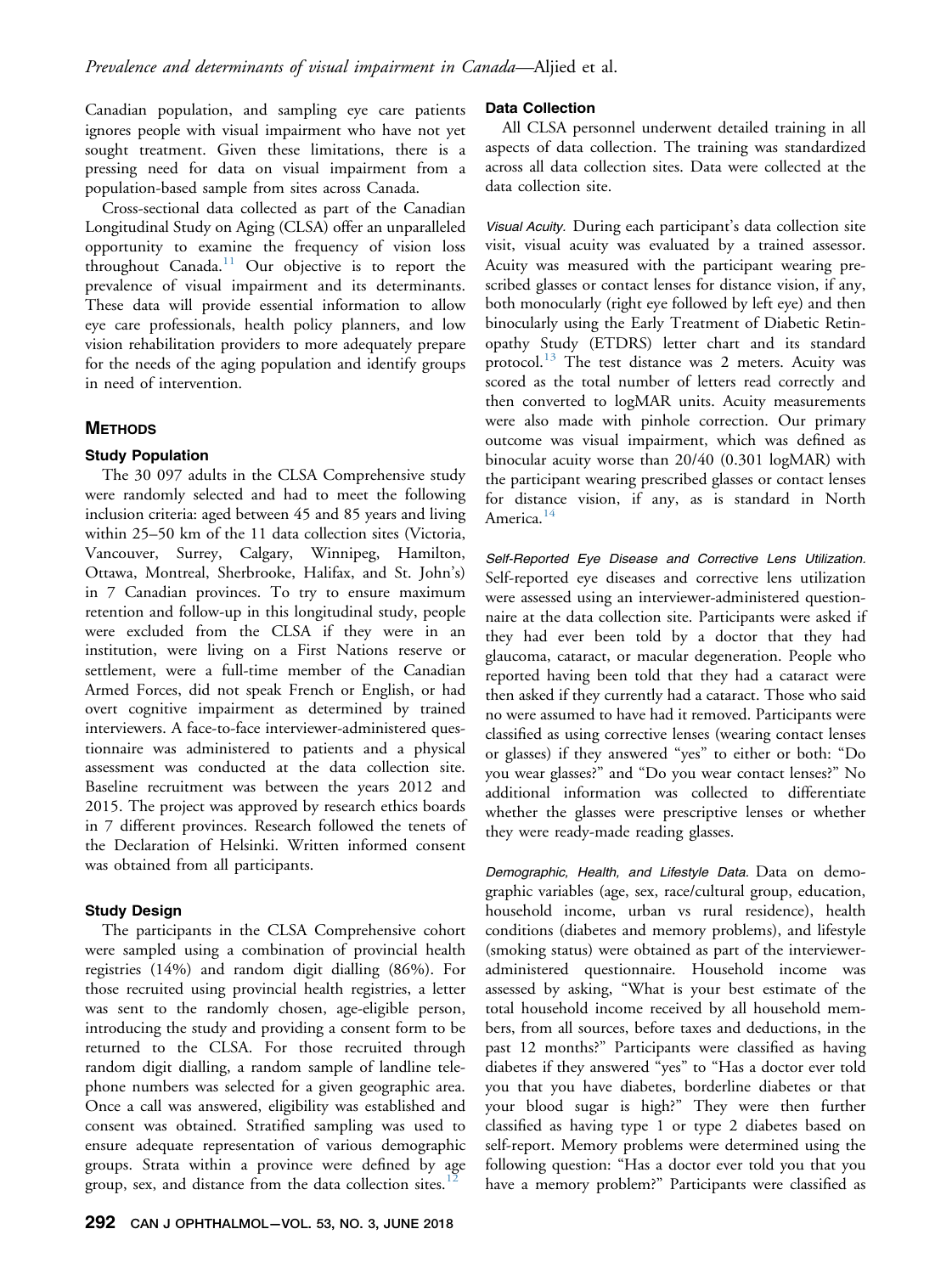Canadian population, and sampling eye care patients ignores people with visual impairment who have not yet sought treatment. Given these limitations, there is a pressing need for data on visual impairment from a population-based sample from sites across Canada.

Cross-sectional data collected as part of the Canadian Longitudinal Study on Aging (CLSA) offer an unparalleled opportunity to examine the frequency of vision loss throughout Canada.[11] Our objective is to report the prevalence of visual impairment and its determinants. These data will provide essential information to allow eye care professionals, health policy planners, and low vision rehabilitation providers to more adequately prepare for the needs of the aging population and identify groups in need of intervention.

## Methods

### Study Population

The 30 097 adults in the CLSA Comprehensive study were randomly selected and had to meet the following inclusion criteria: aged between 45 and 85 years and living within 25–50 km of the 11 data collection sites (Victoria, Vancouver, Surrey, Calgary, Winnipeg, Hamilton, Ottawa, Montreal, Sherbrooke, Halifax, and St. John's) in 7 Canadian provinces. To try to ensure maximum retention and follow-up in this longitudinal study, people were excluded from the CLSA if they were in an institution, were living on a First Nations reserve or settlement, were a full-time member of the Canadian Armed Forces, did not speak French or English, or had overt cognitive impairment as determined by trained interviewers. A face-to-face interviewer-administered questionnaire was administered to patients and a physical assessment was conducted at the data collection site. Baseline recruitment was between the years 2012 and 2015. The project was approved by research ethics boards in 7 different provinces. Research followed the tenets of the Declaration of Helsinki. Written informed consent was obtained from all participants.

### Study Design

The participants in the CLSA Comprehensive cohort were sampled using a combination of provincial health registries (14%) and random digit dialling (86%). For those recruited using provincial health registries, a letter was sent to the randomly chosen, age-eligible person, introducing the study and providing a consent form to be returned to the CLSA. For those recruited through random digit dialling, a random sample of landline telephone numbers was selected for a given geographic area. Once a call was answered, eligibility was established and consent was obtained. Stratified sampling was used to ensure adequate representation of various demographic groups. Strata within a province were defined by age group, sex, and distance from the data collection sites.[12]

### Data Collection

All CLSA personnel underwent detailed training in all aspects of data collection. The training was standardized across all data collection sites. Data were collected at the data collection site.

*Visual Acuity.* During each participant's data collection site visit, visual acuity was evaluated by a trained assessor. Acuity was measured with the participant wearing prescribed glasses or contact lenses for distance vision, if any, both monocularly (right eye followed by left eye) and then binocularly using the Early Treatment of Diabetic Retinopathy Study (ETDRS) letter chart and its standard protocol.[13] The test distance was 2 meters. Acuity was scored as the total number of letters read correctly and then converted to logMAR units. Acuity measurements were also made with pinhole correction. Our primary outcome was visual impairment, which was defined as binocular acuity worse than 20/40 (0.301 logMAR) with the participant wearing prescribed glasses or contact lenses for distance vision, if any, as is standard in North America.[14]

*Self-Reported Eye Disease and Corrective Lens Utilization.* Self-reported eye diseases and corrective lens utilization were assessed using an interviewer-administered questionnaire at the data collection site. Participants were asked if they had ever been told by a doctor that they had glaucoma, cataract, or macular degeneration. People who reported having been told that they had a cataract were then asked if they currently had a cataract. Those who said no were assumed to have had it removed. Participants were classified as using corrective lenses (wearing contact lenses or glasses) if they answered "yes" to either or both: "Do you wear glasses?" and "Do you wear contact lenses?" No additional information was collected to differentiate whether the glasses were prescriptive lenses or whether they were ready-made reading glasses.

*Demographic, Health, and Lifestyle Data.* Data on demographic variables (age, sex, race/cultural group, education, household income, urban vs rural residence), health conditions (diabetes and memory problems), and lifestyle (smoking status) were obtained as part of the interviewer-administered questionnaire. Household income was assessed by asking, "What is your best estimate of the total household income received by all household members, from all sources, before taxes and deductions, in the past 12 months?" Participants were classified as having diabetes if they answered "yes" to "Has a doctor ever told you that you have diabetes, borderline diabetes or that your blood sugar is high?" They were then further classified as having type 1 or type 2 diabetes based on self-report. Memory problems were determined using the following question: "Has a doctor ever told you that you have a memory problem?" Participants were classified as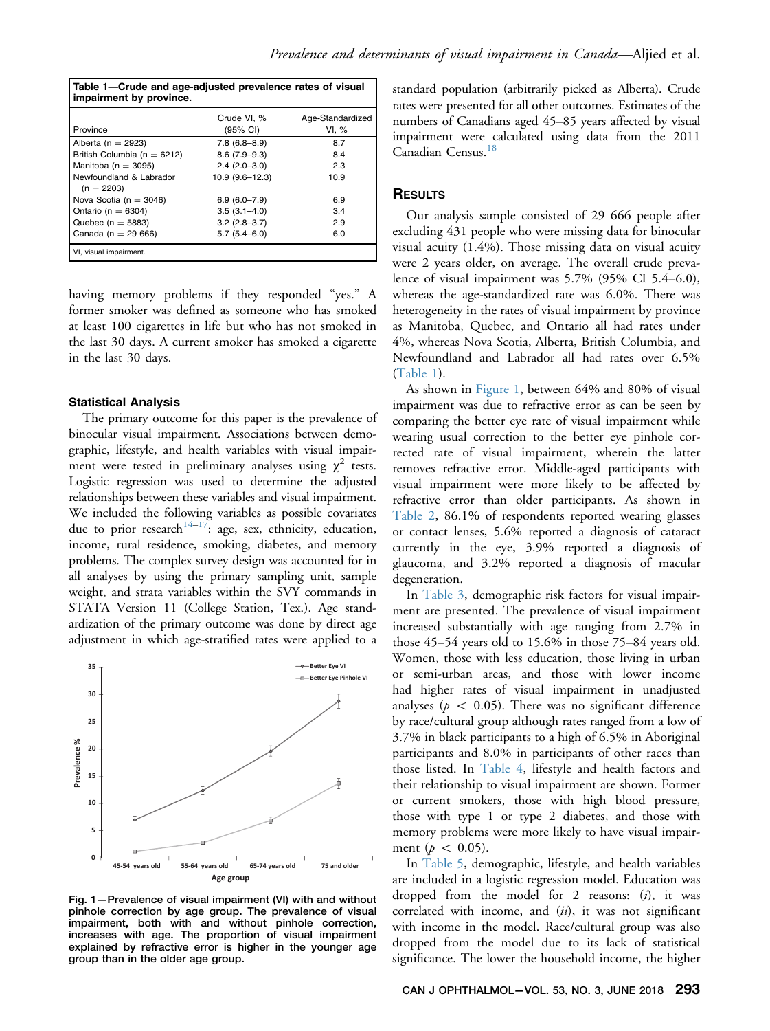**Table 1—Crude and age-adjusted prevalence rates of visual impairment by province.**

| Province | Crude VI, % (95% CI) | Age-Standardized VI, % |
|---|---|---|
| Alberta (n = 2923) | 7.8 (6.8–8.9) | 8.7 |
| British Columbia (n = 6212) | 8.6 (7.9–9.3) | 8.4 |
| Manitoba (n = 3095) | 2.4 (2.0–3.0) | 2.3 |
| Newfoundland & Labrador (n = 2203) | 10.9 (9.6–12.3) | 10.9 |
| Nova Scotia (n = 3046) | 6.9 (6.0–7.9) | 6.9 |
| Ontario (n = 6304) | 3.5 (3.1–4.0) | 3.4 |
| Quebec (n = 5883) | 3.2 (2.8–3.7) | 2.9 |
| Canada (n = 29 666) | 5.7 (5.4–6.0) | 6.0 |

VI, visual impairment.

having memory problems if they responded "yes." A former smoker was defined as someone who has smoked at least 100 cigarettes in life but who has not smoked in the last 30 days. A current smoker has smoked a cigarette in the last 30 days.

### Statistical Analysis

The primary outcome for this paper is the prevalence of binocular visual impairment. Associations between demographic, lifestyle, and health variables with visual impairment were tested in preliminary analyses using $\chi^2$ tests. Logistic regression was used to determine the adjusted relationships between these variables and visual impairment. We included the following variables as possible covariates due to prior research[14–17]: age, sex, ethnicity, education, income, rural residence, smoking, diabetes, and memory problems. The complex survey design was accounted for in all analyses by using the primary sampling unit, sample weight, and strata variables within the SVY commands in STATA Version 11 (College Station, Tex.). Age standardization of the primary outcome was done by direct age adjustment in which age-stratified rates were applied to a standard population (arbitrarily picked as Alberta). Crude rates were presented for all other outcomes. Estimates of the numbers of Canadians aged 45–85 years affected by visual impairment were calculated using data from the 2011 Canadian Census.[18]

**Fig. 1—Prevalence of visual impairment (VI) with and without pinhole correction by age group. The prevalence of visual impairment, both with and without pinhole correction, increases with age. The proportion of visual impairment explained by refractive error is higher in the younger age group than in the older age group.**

## Results

Our analysis sample consisted of 29 666 people after excluding 431 people who were missing data for binocular visual acuity (1.4%). Those missing data on visual acuity were 2 years older, on average. The overall crude prevalence of visual impairment was 5.7% (95% CI 5.4–6.0), whereas the age-standardized rate was 6.0%. There was heterogeneity in the rates of visual impairment by province as Manitoba, Quebec, and Ontario all had rates under 4%, whereas Nova Scotia, Alberta, British Columbia, and Newfoundland and Labrador all had rates over 6.5% (Table 1).

As shown in Figure 1, between 64% and 80% of visual impairment was due to refractive error as can be seen by comparing the better eye rate of visual impairment while wearing usual correction to the better eye pinhole corrected rate of visual impairment, wherein the latter removes refractive error. Middle-aged participants with visual impairment were more likely to be affected by refractive error than older participants. As shown in Table 2, 86.1% of respondents reported wearing glasses or contact lenses, 5.6% reported a diagnosis of cataract currently in the eye, 3.9% reported a diagnosis of glaucoma, and 3.2% reported a diagnosis of macular degeneration.

In Table 3, demographic risk factors for visual impairment are presented. The prevalence of visual impairment increased substantially with age ranging from 2.7% in those 45–54 years old to 15.6% in those 75–84 years old. Women, those with less education, those living in urban or semi-urban areas, and those with lower income had higher rates of visual impairment in unadjusted analyses ($p < 0.05$). There was no significant difference by race/cultural group although rates ranged from a low of 3.7% in black participants to a high of 6.5% in Aboriginal participants and 8.0% in participants of other races than those listed. In Table 4, lifestyle and health factors and their relationship to visual impairment are shown. Former or current smokers, those with high blood pressure, those with type 1 or type 2 diabetes, and those with memory problems were more likely to have visual impairment ($p < 0.05$).

In Table 5, demographic, lifestyle, and health variables are included in a logistic regression model. Education was dropped from the model for 2 reasons: (*i*), it was correlated with income, and (*ii*), it was not significant with income in the model. Race/cultural group was also dropped from the model due to its lack of statistical significance. The lower the household income, the higher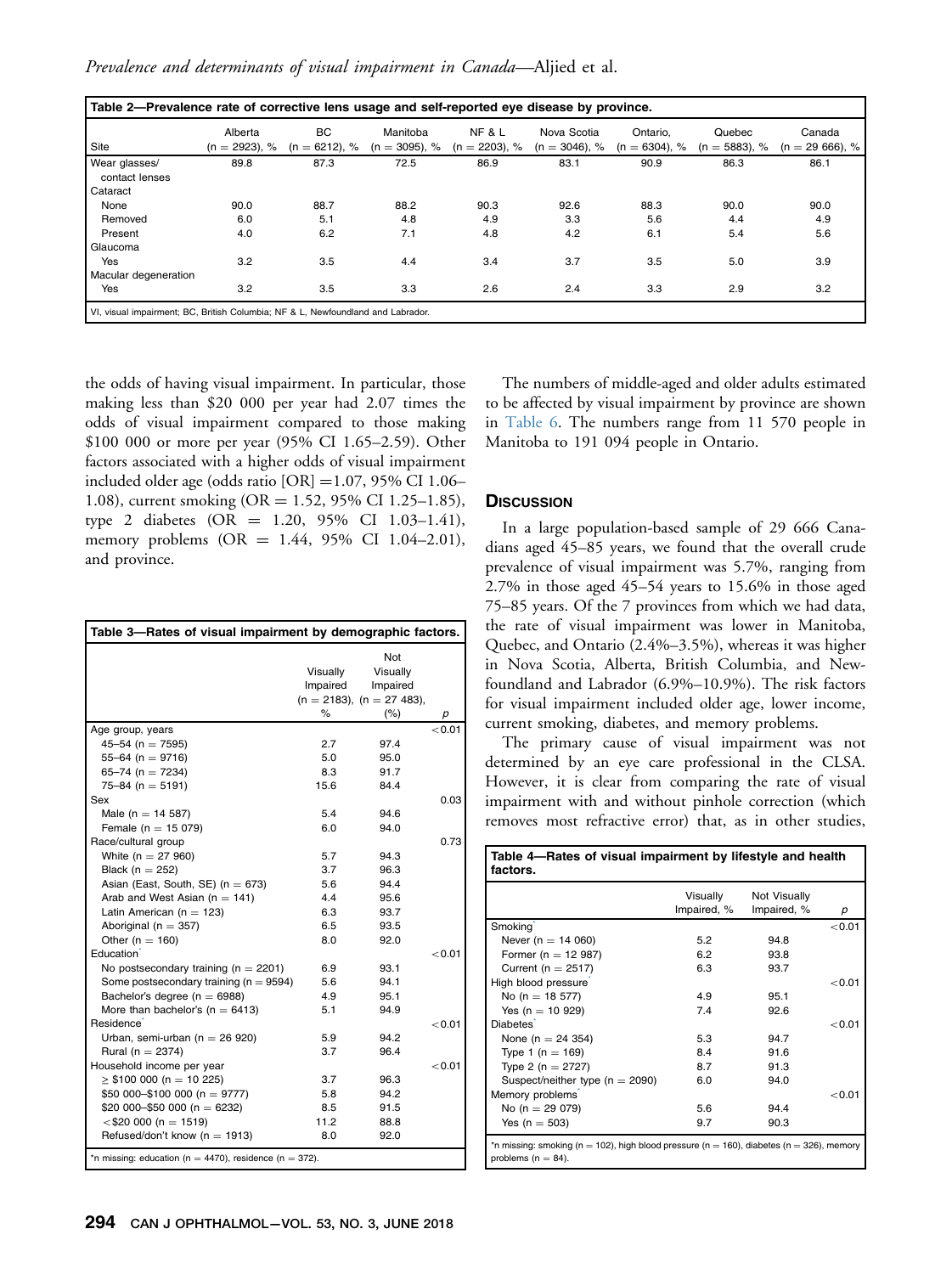**Table 2—Prevalence rate of corrective lens usage and self-reported eye disease by province.**

| Site | Alberta (n = 2923), % | BC (n = 6212), % | Manitoba (n = 3095), % | NF & L (n = 2203), % | Nova Scotia (n = 3046), % | Ontario, (n = 6304), % | Quebec (n = 5883), % | Canada (n = 29 666), % |
|---|---|---|---|---|---|---|---|---|
| Wear glasses/ contact lenses | 89.8 | 87.3 | 72.5 | 86.9 | 83.1 | 90.9 | 86.3 | 86.1 |
| Cataract | | | | | | | | |
| None | 90.0 | 88.7 | 88.2 | 90.3 | 92.6 | 88.3 | 90.0 | 90.0 |
| Removed | 6.0 | 5.1 | 4.8 | 4.9 | 3.3 | 5.6 | 4.4 | 4.9 |
| Present | 4.0 | 6.2 | 7.1 | 4.8 | 4.2 | 6.1 | 5.4 | 5.6 |
| Glaucoma | | | | | | | | |
| Yes | 3.2 | 3.5 | 4.4 | 3.4 | 3.7 | 3.5 | 5.0 | 3.9 |
| Macular degeneration | | | | | | | | |
| Yes | 3.2 | 3.5 | 3.3 | 2.6 | 2.4 | 3.3 | 2.9 | 3.2 |

VI, visual impairment; BC, British Columbia; NF & L, Newfoundland and Labrador.

the odds of having visual impairment. In particular, those making less than $20 000 per year had 2.07 times the odds of visual impairment compared to those making $100 000 or more per year (95% CI 1.65–2.59). Other factors associated with a higher odds of visual impairment included older age (odds ratio [OR] =1.07, 95% CI 1.06–1.08), current smoking (OR = 1.52, 95% CI 1.25–1.85), type 2 diabetes (OR = 1.20, 95% CI 1.03–1.41), memory problems (OR = 1.44, 95% CI 1.04–2.01), and province.

**Table 3—Rates of visual impairment by demographic factors.**

| | Visually Impaired (n = 2183), % | Not Visually Impaired (n = 27 483), (%) | p |
|---|---|---|---|
| Age group, years | | | <0.01 |
| 45–54 (n = 7595) | 2.7 | 97.4 | |
| 55–64 (n = 9716) | 5.0 | 95.0 | |
| 65–74 (n = 7234) | 8.3 | 91.7 | |
| 75–84 (n = 5191) | 15.6 | 84.4 | |
| Sex | | | 0.03 |
| Male (n = 14 587) | 5.4 | 94.6 | |
| Female (n = 15 079) | 6.0 | 94.0 | |
| Race/cultural group | | | 0.73 |
| White (n = 27 960) | 5.7 | 94.3 | |
| Black (n = 252) | 3.7 | 96.3 | |
| Asian (East, South, SE) (n = 673) | 5.6 | 94.4 | |
| Arab and West Asian (n = 141) | 4.4 | 95.6 | |
| Latin American (n = 123) | 6.3 | 93.7 | |
| Aboriginal (n = 357) | 6.5 | 93.5 | |
| Other (n = 160) | 8.0 | 92.0 | |
| Education* | | | <0.01 |
| No postsecondary training (n = 2201) | 6.9 | 93.1 | |
| Some postsecondary training (n = 9594) | 5.6 | 94.1 | |
| Bachelor's degree (n = 6988) | 4.9 | 95.1 | |
| More than bachelor's (n = 6413) | 5.1 | 94.9 | |
| Residence* | | | <0.01 |
| Urban, semi-urban (n = 26 920) | 5.9 | 94.2 | |
| Rural (n = 2374) | 3.7 | 96.4 | |
| Household income per year | | | <0.01 |
| ≥ $100 000 (n = 10 225) | 3.7 | 96.3 | |
| $50 000–$100 000 (n = 9777) | 5.8 | 94.2 | |
| $20 000–$50 000 (n = 6232) | 8.5 | 91.5 | |
| <$20 000 (n = 1519) | 11.2 | 88.8 | |
| Refused/don't know (n = 1913) | 8.0 | 92.0 | |

*n missing: education (n = 4470), residence (n = 372).

The numbers of middle-aged and older adults estimated to be affected by visual impairment by province are shown in Table 6. The numbers range from 11 570 people in Manitoba to 191 094 people in Ontario.

## Discussion

In a large population-based sample of 29 666 Canadians aged 45–85 years, we found that the overall crude prevalence of visual impairment was 5.7%, ranging from 2.7% in those aged 45–54 years to 15.6% in those aged 75–85 years. Of the 7 provinces from which we had data, the rate of visual impairment was lower in Manitoba, Quebec, and Ontario (2.4%–3.5%), whereas it was higher in Nova Scotia, Alberta, British Columbia, and Newfoundland and Labrador (6.9%–10.9%). The risk factors for visual impairment included older age, lower income, current smoking, diabetes, and memory problems.

The primary cause of visual impairment was not determined by an eye care professional in the CLSA. However, it is clear from comparing the rate of visual impairment with and without pinhole correction (which removes most refractive error) that, as in other studies,

**Table 4—Rates of visual impairment by lifestyle and health factors.**

| | Visually Impaired, % | Not Visually Impaired, % | p |
|---|---|---|---|
| Smoking* | | | <0.01 |
| Never (n = 14 060) | 5.2 | 94.8 | |
| Former (n = 12 987) | 6.2 | 93.8 | |
| Current (n = 2517) | 6.3 | 93.7 | |
| High blood pressure* | | | <0.01 |
| No (n = 18 577) | 4.9 | 95.1 | |
| Yes (n = 10 929) | 7.4 | 92.6 | |
| Diabetes* | | | <0.01 |
| None (n = 24 354) | 5.3 | 94.7 | |
| Type 1 (n = 169) | 8.4 | 91.6 | |
| Type 2 (n = 2727) | 8.7 | 91.3 | |
| Suspect/neither type (n = 2090) | 6.0 | 94.0 | |
| Memory problems* | | | <0.01 |
| No (n = 29 079) | 5.6 | 94.4 | |
| Yes (n = 503) | 9.7 | 90.3 | |

*n missing: smoking (n = 102), high blood pressure (n = 160), diabetes (n = 326), memory problems (n = 84).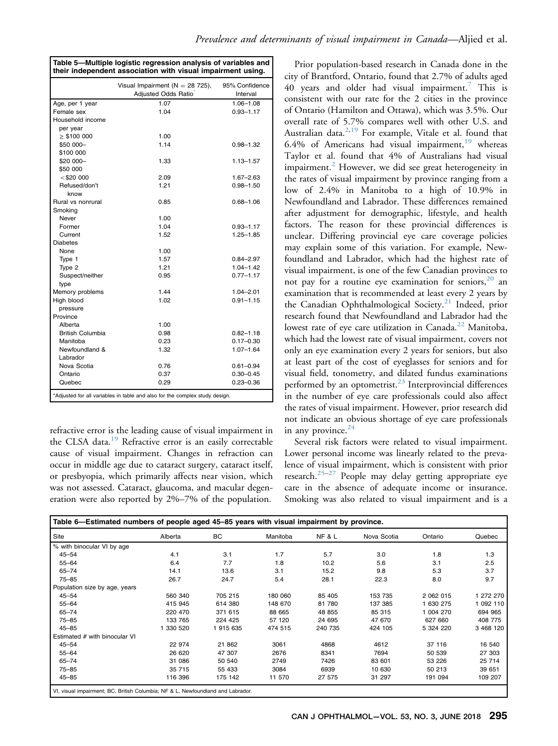**Table 5—Multiple logistic regression analysis of variables and their independent association with visual impairment using.**

| | Visual Impairment (N = 28 725), Adjusted Odds Ratio* | 95% Confidence Interval |
|---|---|---|
| Age, per 1 year | 1.07 | 1.06–1.08 |
| Female sex | 1.04 | 0.93–1.17 |
| Household income per year | | |
| ≥ $100 000 | 1.00 | |
| $50 000–$100 000 | 1.14 | 0.98–1.32 |
| $20 000–$50 000 | 1.33 | 1.13–1.57 |
| <$20 000 | 2.09 | 1.67–2.63 |
| Refused/don't know | 1.21 | 0.98–1.50 |
| Rural vs nonrural | 0.85 | 0.68–1.06 |
| Smoking | | |
| Never | 1.00 | |
| Former | 1.04 | 0.93–1.17 |
| Current | 1.52 | 1.25–1.85 |
| Diabetes | | |
| None | 1.00 | |
| Type 1 | 1.57 | 0.84–2.97 |
| Type 2 | 1.21 | 1.04–1.42 |
| Suspect/neither type | 0.95 | 0.77–1.17 |
| Memory problems | 1.44 | 1.04–2.01 |
| High blood pressure | 1.02 | 0.91–1.15 |
| Province | | |
| Alberta | 1.00 | |
| British Columbia | 0.98 | 0.82–1.18 |
| Manitoba | 0.23 | 0.17–0.30 |
| Newfoundland & Labrador | 1.32 | 1.07–1.64 |
| Nova Scotia | 0.76 | 0.61–0.94 |
| Ontario | 0.37 | 0.30–0.45 |
| Quebec | 0.29 | 0.23–0.36 |

*Adjusted for all variables in table and also for the complex study design.

refractive error is the leading cause of visual impairment in the CLSA data.[19] Refractive error is an easily correctable cause of visual impairment. Changes in refraction can occur in middle age due to cataract surgery, cataract itself, or presbyopia, which primarily affects near vision, which was not assessed. Cataract, glaucoma, and macular degeneration were also reported by 2%–7% of the population.

Prior population-based research in Canada done in the city of Brantford, Ontario, found that 2.7% of adults aged 40 years and older had visual impairment.[7] This is consistent with our rate for the 2 cities in the province of Ontario (Hamilton and Ottawa), which was 3.5%. Our overall rate of 5.7% compares well with other U.S. and Australian data.[2,19] For example, Vitale et al. found that 6.4% of Americans had visual impairment,[19] whereas Taylor et al. found that 4% of Australians had visual impairment.[2] However, we did see great heterogeneity in the rates of visual impairment by province ranging from a low of 2.4% in Manitoba to a high of 10.9% in Newfoundland and Labrador. These differences remained after adjustment for demographic, lifestyle, and health factors. The reason for these provincial differences is unclear. Differing provincial eye care coverage policies may explain some of this variation. For example, Newfoundland and Labrador, which had the highest rate of visual impairment, is one of the few Canadian provinces to not pay for a routine eye examination for seniors,[20] an examination that is recommended at least every 2 years by the Canadian Ophthalmological Society.[21] Indeed, prior research found that Newfoundland and Labrador had the lowest rate of eye care utilization in Canada.[22] Manitoba, which had the lowest rate of visual impairment, covers not only an eye examination every 2 years for seniors, but also at least part of the cost of eyeglasses for seniors and for visual field, tonometry, and dilated fundus examinations performed by an optometrist.[23] Interprovincial differences in the number of eye care professionals could also affect the rates of visual impairment. However, prior research did not indicate an obvious shortage of eye care professionals in any province.[24]

Several risk factors were related to visual impairment. Lower personal income was linearly related to the prevalence of visual impairment, which is consistent with prior research.[25–27] People may delay getting appropriate eye care in the absence of adequate income or insurance. Smoking was also related to visual impairment and is a

**Table 6—Estimated numbers of people aged 45–85 years with visual impairment by province.**

| Site | Alberta | BC | Manitoba | NF & L | Nova Scotia | Ontario | Quebec |
|---|---|---|---|---|---|---|---|
| % with binocular VI by age | | | | | | | |
| 45–54 | 4.1 | 3.1 | 1.7 | 5.7 | 3.0 | 1.8 | 1.3 |
| 55–64 | 6.4 | 7.7 | 1.8 | 10.2 | 5.6 | 3.1 | 2.5 |
| 65–74 | 14.1 | 13.6 | 3.1 | 15.2 | 9.8 | 5.3 | 3.7 |
| 75–85 | 26.7 | 24.7 | 5.4 | 28.1 | 22.3 | 8.0 | 9.7 |
| Population size by age, years | | | | | | | |
| 45–54 | 560 340 | 705 215 | 180 060 | 85 405 | 153 735 | 2 062 015 | 1 272 270 |
| 55–64 | 415 945 | 614 380 | 148 670 | 81 780 | 137 385 | 1 630 275 | 1 092 110 |
| 65–74 | 220 470 | 371 615 | 88 665 | 48 855 | 85 315 | 1 004 270 | 694 965 |
| 75–85 | 133 765 | 224 425 | 57 120 | 24 695 | 47 670 | 627 660 | 408 775 |
| 45–85 | 1 330 520 | 1 915 635 | 474 515 | 240 735 | 424 105 | 5 324 220 | 3 468 120 |
| Estimated # with binocular VI | | | | | | | |
| 45–54 | 22 974 | 21 862 | 3061 | 4868 | 4612 | 37 116 | 16 540 |
| 55–64 | 26 620 | 47 307 | 2676 | 8341 | 7694 | 50 539 | 27 303 |
| 65–74 | 31 086 | 50 540 | 2749 | 7426 | 83 601 | 53 226 | 25 714 |
| 75–85 | 35 715 | 55 433 | 3084 | 6939 | 10 630 | 50 213 | 39 651 |
| 45–85 | 116 396 | 175 142 | 11 570 | 27 575 | 31 297 | 191 094 | 109 207 |

VI, visual impairment; BC, British Columbia; NF & L, Newfoundland and Labrador.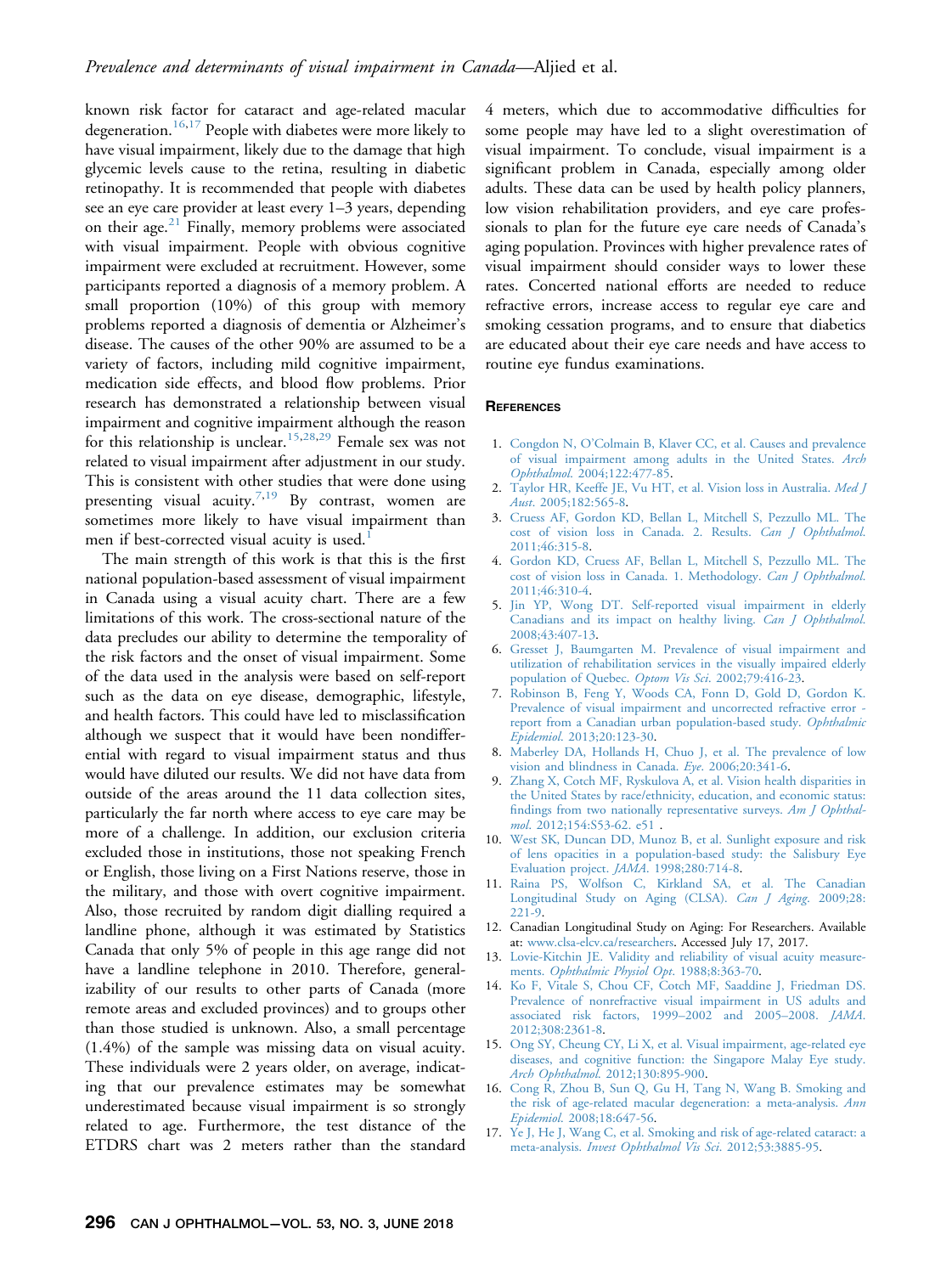known risk factor for cataract and age-related macular degeneration.[16,17] People with diabetes were more likely to have visual impairment, likely due to the damage that high glycemic levels cause to the retina, resulting in diabetic retinopathy. It is recommended that people with diabetes see an eye care provider at least every 1–3 years, depending on their age.[21] Finally, memory problems were associated with visual impairment. People with obvious cognitive impairment were excluded at recruitment. However, some participants reported a diagnosis of a memory problem. A small proportion (10%) of this group with memory problems reported a diagnosis of dementia or Alzheimer's disease. The causes of the other 90% are assumed to be a variety of factors, including mild cognitive impairment, medication side effects, and blood flow problems. Prior research has demonstrated a relationship between visual impairment and cognitive impairment although the reason for this relationship is unclear.[15,28,29] Female sex was not related to visual impairment after adjustment in our study. This is consistent with other studies that were done using presenting visual acuity.[7,19] By contrast, women are sometimes more likely to have visual impairment than men if best-corrected visual acuity is used.[1]

The main strength of this work is that this is the first national population-based assessment of visual impairment in Canada using a visual acuity chart. There are a few limitations of this work. The cross-sectional nature of the data precludes our ability to determine the temporality of the risk factors and the onset of visual impairment. Some of the data used in the analysis were based on self-report such as the data on eye disease, demographic, lifestyle, and health factors. This could have led to misclassification although we suspect that it would have been nondifferential with regard to visual impairment status and thus would have diluted our results. We did not have data from outside of the areas around the 11 data collection sites, particularly the far north where access to eye care may be more of a challenge. In addition, our exclusion criteria excluded those in institutions, those not speaking French or English, those living on a First Nations reserve, those in the military, and those with overt cognitive impairment. Also, those recruited by random digit dialling required a landline phone, although it was estimated by Statistics Canada that only 5% of people in this age range did not have a landline telephone in 2010. Therefore, generalizability of our results to other parts of Canada (more remote areas and excluded provinces) and to groups other than those studied is unknown. Also, a small percentage (1.4%) of the sample was missing data on visual acuity. These individuals were 2 years older, on average, indicating that our prevalence estimates may be somewhat underestimated because visual impairment is so strongly related to age. Furthermore, the test distance of the ETDRS chart was 2 meters rather than the standard 4 meters, which due to accommodative difficulties for some people may have led to a slight overestimation of visual impairment. To conclude, visual impairment is a significant problem in Canada, especially among older adults. These data can be used by health policy planners, low vision rehabilitation providers, and eye care professionals to plan for the future eye care needs of Canada's aging population. Provinces with higher prevalence rates of visual impairment should consider ways to lower these rates. Concerted national efforts are needed to reduce refractive errors, increase access to regular eye care and smoking cessation programs, and to ensure that diabetics are educated about their eye care needs and have access to routine eye fundus examinations.

## References

1. Congdon N, O'Colmain B, Klaver CC, et al. Causes and prevalence of visual impairment among adults in the United States. *Arch Ophthalmol.* 2004;122:477-85.
2. Taylor HR, Keeffe JE, Vu HT, et al. Vision loss in Australia. *Med J Aust.* 2005;182:565-8.
3. Cruess AF, Gordon KD, Bellan L, Mitchell S, Pezzullo ML. The cost of vision loss in Canada. 2. Results. *Can J Ophthalmol.* 2011;46:315-8.
4. Gordon KD, Cruess AF, Bellan L, Mitchell S, Pezzullo ML. The cost of vision loss in Canada. 1. Methodology. *Can J Ophthalmol.* 2011;46:310-4.
5. Jin YP, Wong DT. Self-reported visual impairment in elderly Canadians and its impact on healthy living. *Can J Ophthalmol.* 2008;43:407-13.
6. Gresset J, Baumgarten M. Prevalence of visual impairment and utilization of rehabilitation services in the visually impaired elderly population of Quebec. *Optom Vis Sci.* 2002;79:416-23.
7. Robinson B, Feng Y, Woods CA, Fonn D, Gold D, Gordon K. Prevalence of visual impairment and uncorrected refractive error - report from a Canadian urban population-based study. *Ophthalmic Epidemiol.* 2013;20:123-30.
8. Maberley DA, Hollands H, Chuo J, et al. The prevalence of low vision and blindness in Canada. *Eye.* 2006;20:341-6.
9. Zhang X, Cotch MF, Ryskulova A, et al. Vision health disparities in the United States by race/ethnicity, education, and economic status: findings from two nationally representative surveys. *Am J Ophthalmol.* 2012;154:S53-62. e51 .
10. West SK, Duncan DD, Munoz B, et al. Sunlight exposure and risk of lens opacities in a population-based study: the Salisbury Eye Evaluation project. *JAMA.* 1998;280:714-8.
11. Raina PS, Wolfson C, Kirkland SA, et al. The Canadian Longitudinal Study on Aging (CLSA). *Can J Aging.* 2009;28: 221-9.
12. Canadian Longitudinal Study on Aging: For Researchers. Available at: www.clsa-elcv.ca/researchers. Accessed July 17, 2017.
13. Lovie-Kitchin JE. Validity and reliability of visual acuity measurements. *Ophthalmic Physiol Opt.* 1988;8:363-70.
14. Ko F, Vitale S, Chou CF, Cotch MF, Saaddine J, Friedman DS. Prevalence of nonrefractive visual impairment in US adults and associated risk factors, 1999–2002 and 2005–2008. *JAMA.* 2012;308:2361-8.
15. Ong SY, Cheung CY, Li X, et al. Visual impairment, age-related eye diseases, and cognitive function: the Singapore Malay Eye study. *Arch Ophthalmol.* 2012;130:895-900.
16. Cong R, Zhou B, Sun Q, Gu H, Tang N, Wang B. Smoking and the risk of age-related macular degeneration: a meta-analysis. *Ann Epidemiol.* 2008;18:647-56.
17. Ye J, He J, Wang C, et al. Smoking and risk of age-related cataract: a meta-analysis. *Invest Ophthalmol Vis Sci.* 2012;53:3885-95.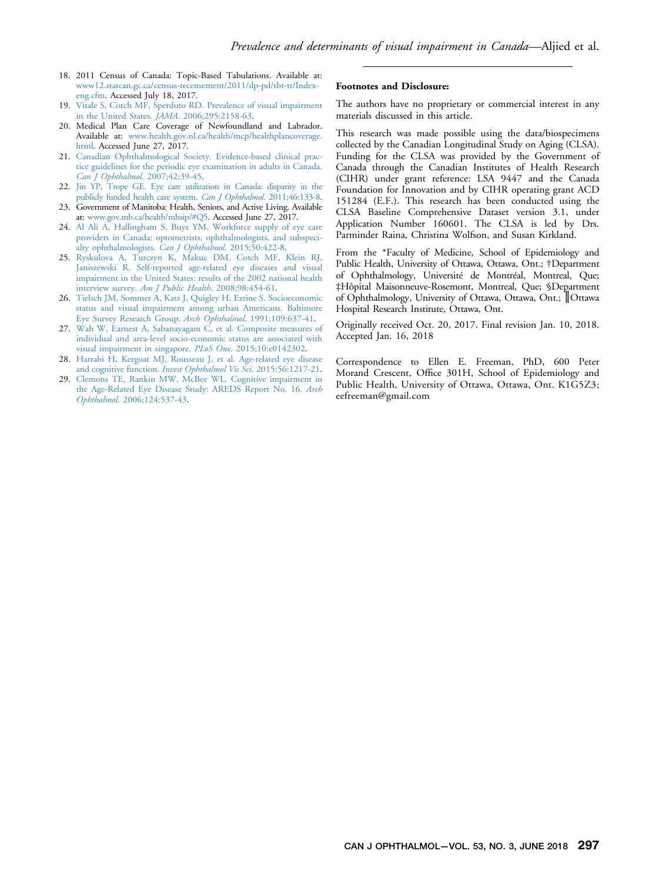18. 2011 Census of Canada: Topic-Based Tabulations. Available at: www12.statcan.gc.ca/census-recensement/2011/dp-pd/tbt-tt/Index-eng.cfm. Accessed July 18, 2017.
19. Vitale S, Cotch MF, Sperduto RD. Prevalence of visual impairment in the United States. *JAMA*. 2006;295:2158-63.
20. Medical Plan Care Coverage of Newfoundland and Labrador. Available at: www.health.gov.nl.ca/health/mcp/healthplancoverage.html. Accessed June 27, 2017.
21. Canadian Ophthalmological Society. Evidence-based clinical practice guidelines for the periodic eye examination in adults in Canada. *Can J Ophthalmol*. 2007;42:39-45.
22. Jin YP, Trope GE. Eye care utilization in Canada: disparity in the publicly funded health care system. *Can J Ophthalmol*. 2011;46:133-8.
23. Government of Manitoba: Health, Seniors, and Active Living. Available at: www.gov.mb.ca/health/mhsip/#Q5. Accessed June 27, 2017.
24. Al Ali A, Hallingham S, Buys YM. Workforce supply of eye care providers in Canada: optometrists, ophthalmologists, and subspecialty ophthalmologists. *Can J Ophthalmol*. 2015;50:422-8.
25. Ryskulova A, Turczyn K, Makuc DM, Cotch MF, Klein RJ, Janiszewski R. Self-reported age-related eye diseases and visual impairment in the United States: results of the 2002 national health interview survey. *Am J Public Health*. 2008;98:454-61.
26. Tielsch JM, Sommer A, Katz J, Quigley H, Ezrine S. Socioeconomic status and visual impairment among urban Americans. Baltimore Eye Survey Research Group. *Arch Ophthalmol*. 1991;109:637-41.
27. Wah W, Earnest A, Sabanayagam C, et al. Composite measures of individual and area-level socio-economic status are associated with visual impairment in singapore. *PLoS One*. 2015;10:e0142302.
28. Harrabi H, Kergoat MJ, Rousseau J, et al. Age-related eye disease and cognitive function. *Invest Ophthalmol Vis Sci*. 2015;56:1217-21.
29. Clemons TE, Rankin MW, McBee WL. Cognitive impairment in the Age-Related Eye Disease Study: AREDS Report No. 16. *Arch Ophthalmol*. 2006;124:537-43.

**Footnotes and Disclosure:**

The authors have no proprietary or commercial interest in any materials discussed in this article.

This research was made possible using the data/biospecimens collected by the Canadian Longitudinal Study on Aging (CLSA). Funding for the CLSA was provided by the Government of Canada through the Canadian Institutes of Health Research (CIHR) under grant reference: LSA 9447 and the Canada Foundation for Innovation and by CIHR operating grant ACD 151284 (E.F.). This research has been conducted using the CLSA Baseline Comprehensive Dataset version 3.1, under Application Number 160601. The CLSA is led by Drs. Parminder Raina, Christina Wolfson, and Susan Kirkland.

From the *Faculty of Medicine, School of Epidemiology and Public Health, University of Ottawa, Ottawa, Ont.; †Department of Ophthalmology, Université de Montréal, Montreal, Que; ‡Hôpital Maisonneuve-Rosemont, Montreal, Que; §Department of Ophthalmology, University of Ottawa, Ottawa, Ont.; ‖Ottawa Hospital Research Institute, Ottawa, Ont.

Originally received Oct. 20, 2017. Final revision Jan. 10, 2018. Accepted Jan. 16, 2018

Correspondence to Ellen E. Freeman, PhD, 600 Peter Morand Crescent, Office 301H, School of Epidemiology and Public Health, University of Ottawa, Ottawa, Ont. K1G5Z3; eefreeman@gmail.com